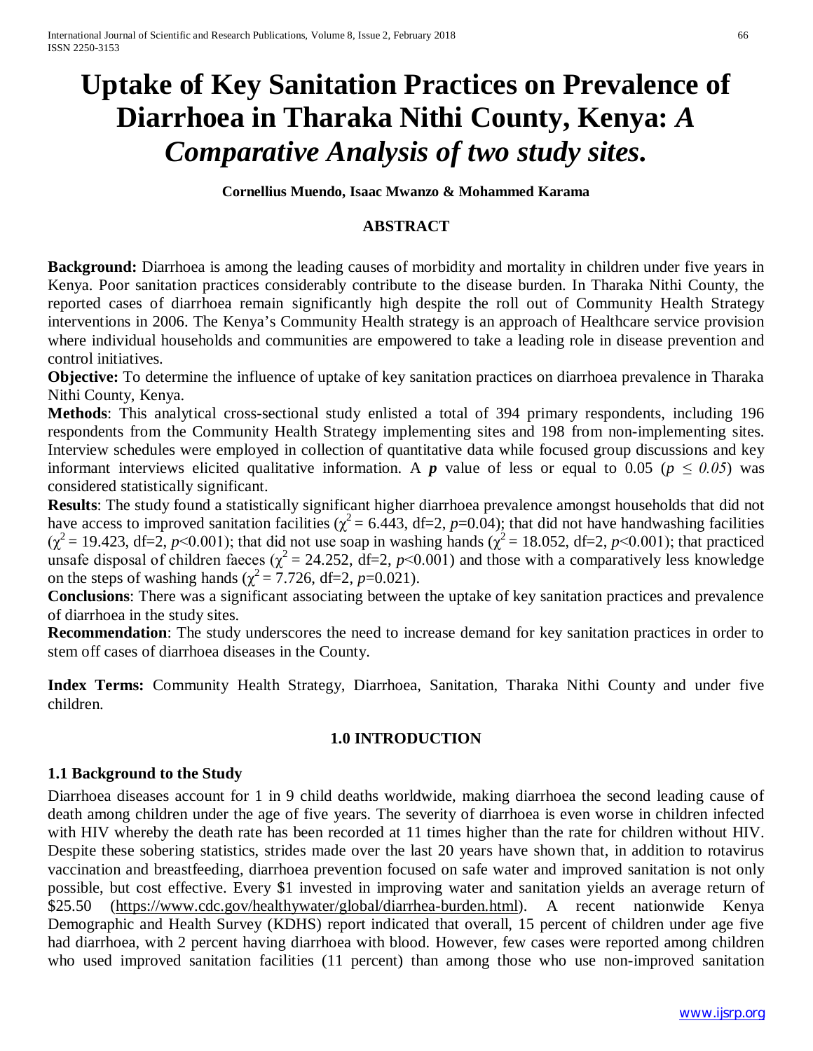# Uptake of Key Sanitation Practices on Prevalence of Diarrhoea in Tharaka Nithi County, Kenya: *A Comparative Analysis of two study sites.*

**Cornellius Muendo, Isaac Mwanzo & Mohammed Karama**

## ABSTRACT

**Background:** Diarrhoea is among the leading causes of morbidity and mortality in children under five years in Kenya. Poor sanitation practices considerably contribute to the disease burden. In Tharaka Nithi County, the reported cases of diarrhoea remain significantly high despite the roll out of Community Health Strategy interventions in 2006. The Kenya's Community Health strategy is an approach of Healthcare service provision where individual households and communities are empowered to take a leading role in disease prevention and control initiatives.

**Objective:** To determine the influence of uptake of key sanitation practices on diarrhoea prevalence in Tharaka Nithi County, Kenya.

**Methods**: This analytical cross-sectional study enlisted a total of 394 primary respondents, including 196 respondents from the Community Health Strategy implementing sites and 198 from non-implementing sites. Interview schedules were employed in collection of quantitative data while focused group discussions and key informant interviews elicited qualitative information. A ***p*** value of less or equal to 0.05 ($p \leq 0.05$) was considered statistically significant.

**Results**: The study found a statistically significant higher diarrhoea prevalence amongst households that did not have access to improved sanitation facilities ($\chi^2 = 6.443$, df=2, $p$=0.04); that did not have handwashing facilities ($\chi^2 = 19.423$, df=2, $p$<0.001); that did not use soap in washing hands ($\chi^2 = 18.052$, df=2, $p$<0.001); that practiced unsafe disposal of children faeces ($\chi^2 = 24.252$, df=2, $p$<0.001) and those with a comparatively less knowledge on the steps of washing hands ($\chi^2 = 7.726$, df=2, $p$=0.021).

**Conclusions**: There was a significant associating between the uptake of key sanitation practices and prevalence of diarrhoea in the study sites.

**Recommendation**: The study underscores the need to increase demand for key sanitation practices in order to stem off cases of diarrhoea diseases in the County.

**Index Terms:** Community Health Strategy, Diarrhoea, Sanitation, Tharaka Nithi County and under five children.

## 1.0 INTRODUCTION

### 1.1 Background to the Study

Diarrhoea diseases account for 1 in 9 child deaths worldwide, making diarrhoea the second leading cause of death among children under the age of five years. The severity of diarrhoea is even worse in children infected with HIV whereby the death rate has been recorded at 11 times higher than the rate for children without HIV. Despite these sobering statistics, strides made over the last 20 years have shown that, in addition to rotavirus vaccination and breastfeeding, diarrhoea prevention focused on safe water and improved sanitation is not only possible, but cost effective. Every \$1 invested in improving water and sanitation yields an average return of \$25.50 (https://www.cdc.gov/healthywater/global/diarrhea-burden.html). A recent nationwide Kenya Demographic and Health Survey (KDHS) report indicated that overall, 15 percent of children under age five had diarrhoea, with 2 percent having diarrhoea with blood. However, few cases were reported among children who used improved sanitation facilities (11 percent) than among those who use non-improved sanitation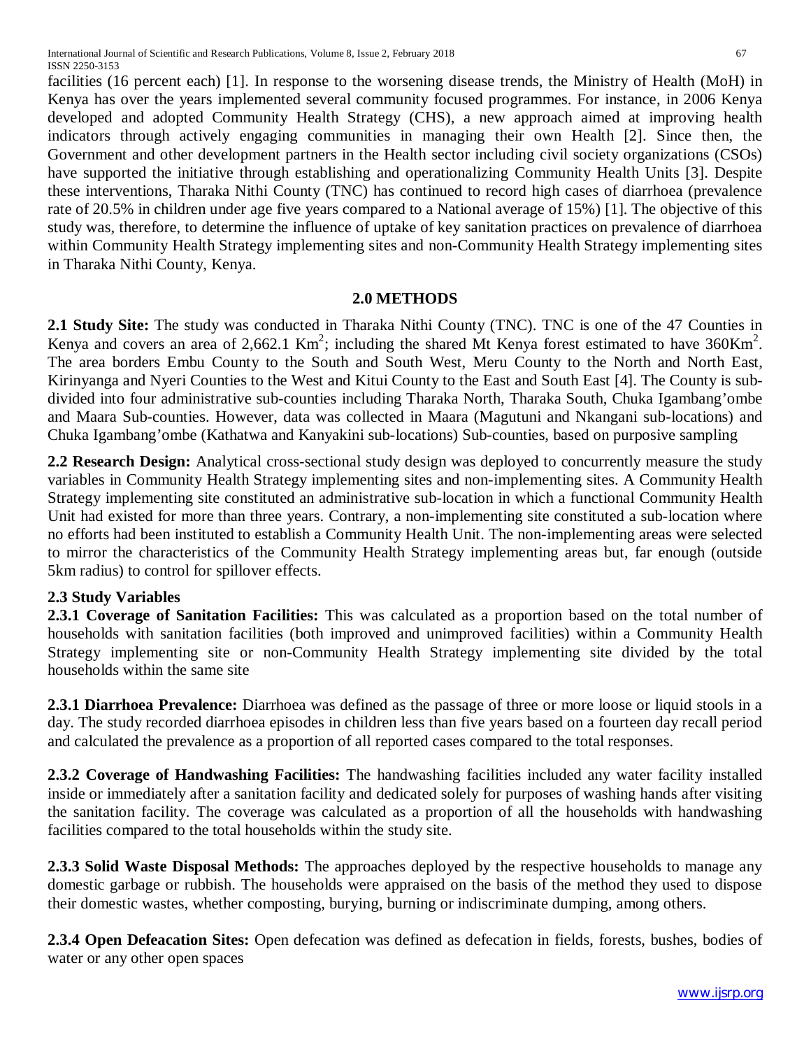facilities (16 percent each) [1]. In response to the worsening disease trends, the Ministry of Health (MoH) in Kenya has over the years implemented several community focused programmes. For instance, in 2006 Kenya developed and adopted Community Health Strategy (CHS), a new approach aimed at improving health indicators through actively engaging communities in managing their own Health [2]. Since then, the Government and other development partners in the Health sector including civil society organizations (CSOs) have supported the initiative through establishing and operationalizing Community Health Units [3]. Despite these interventions, Tharaka Nithi County (TNC) has continued to record high cases of diarrhoea (prevalence rate of 20.5% in children under age five years compared to a National average of 15%) [1]. The objective of this study was, therefore, to determine the influence of uptake of key sanitation practices on prevalence of diarrhoea within Community Health Strategy implementing sites and non-Community Health Strategy implementing sites in Tharaka Nithi County, Kenya.

## 2.0 METHODS

**2.1 Study Site:** The study was conducted in Tharaka Nithi County (TNC). TNC is one of the 47 Counties in Kenya and covers an area of 2,662.1 $Km^2$; including the shared Mt Kenya forest estimated to have 360$Km^2$. The area borders Embu County to the South and South West, Meru County to the North and North East, Kirinyanga and Nyeri Counties to the West and Kitui County to the East and South East [4]. The County is sub-divided into four administrative sub-counties including Tharaka North, Tharaka South, Chuka Igambang'ombe and Maara Sub-counties. However, data was collected in Maara (Magutuni and Nkangani sub-locations) and Chuka Igambang'ombe (Kathatwa and Kanyakini sub-locations) Sub-counties, based on purposive sampling

**2.2 Research Design:** Analytical cross-sectional study design was deployed to concurrently measure the study variables in Community Health Strategy implementing sites and non-implementing sites. A Community Health Strategy implementing site constituted an administrative sub-location in which a functional Community Health Unit had existed for more than three years. Contrary, a non-implementing site constituted a sub-location where no efforts had been instituted to establish a Community Health Unit. The non-implementing areas were selected to mirror the characteristics of the Community Health Strategy implementing areas but, far enough (outside 5km radius) to control for spillover effects.

### 2.3 Study Variables

**2.3.1 Coverage of Sanitation Facilities:** This was calculated as a proportion based on the total number of households with sanitation facilities (both improved and unimproved facilities) within a Community Health Strategy implementing site or non-Community Health Strategy implementing site divided by the total households within the same site

**2.3.1 Diarrhoea Prevalence:** Diarrhoea was defined as the passage of three or more loose or liquid stools in a day. The study recorded diarrhoea episodes in children less than five years based on a fourteen day recall period and calculated the prevalence as a proportion of all reported cases compared to the total responses.

**2.3.2 Coverage of Handwashing Facilities:** The handwashing facilities included any water facility installed inside or immediately after a sanitation facility and dedicated solely for purposes of washing hands after visiting the sanitation facility. The coverage was calculated as a proportion of all the households with handwashing facilities compared to the total households within the study site.

**2.3.3 Solid Waste Disposal Methods:** The approaches deployed by the respective households to manage any domestic garbage or rubbish. The households were appraised on the basis of the method they used to dispose their domestic wastes, whether composting, burying, burning or indiscriminate dumping, among others.

**2.3.4 Open Defeacation Sites:** Open defecation was defined as defecation in fields, forests, bushes, bodies of water or any other open spaces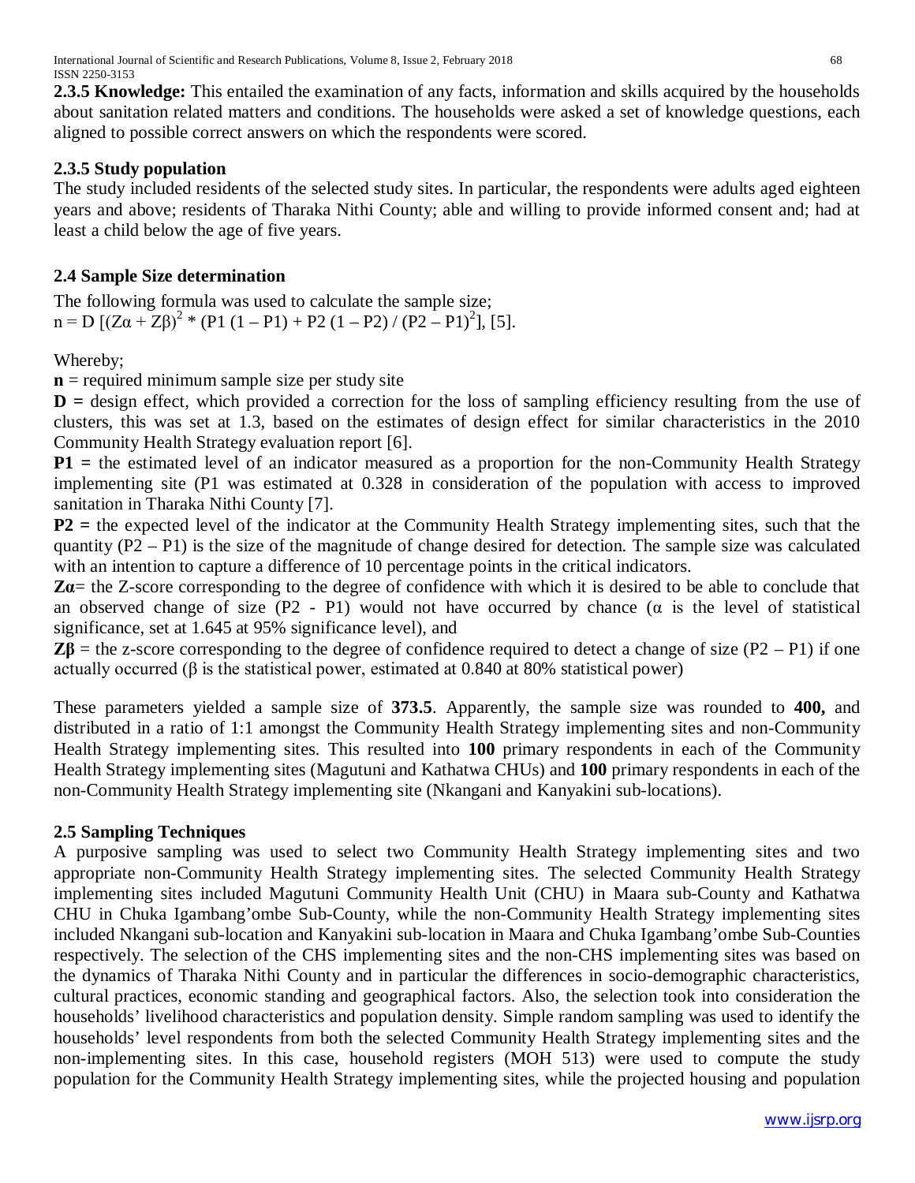**2.3.5 Knowledge:** This entailed the examination of any facts, information and skills acquired by the households about sanitation related matters and conditions. The households were asked a set of knowledge questions, each aligned to possible correct answers on which the respondents were scored.

### 2.3.5 Study population

The study included residents of the selected study sites. In particular, the respondents were adults aged eighteen years and above; residents of Tharaka Nithi County; able and willing to provide informed consent and; had at least a child below the age of five years.

## 2.4 Sample Size determination

The following formula was used to calculate the sample size;
$n = D\ [(Z\alpha + Z\beta)^2 * (P1\ (1 - P1) + P2\ (1 - P2) / (P2 - P1)^2]$, [5].

Whereby;

**n** = required minimum sample size per study site

**D =** design effect, which provided a correction for the loss of sampling efficiency resulting from the use of clusters, this was set at 1.3, based on the estimates of design effect for similar characteristics in the 2010 Community Health Strategy evaluation report [6].

**P1 =** the estimated level of an indicator measured as a proportion for the non-Community Health Strategy implementing site (P1 was estimated at 0.328 in consideration of the population with access to improved sanitation in Tharaka Nithi County [7].

**P2 =** the expected level of the indicator at the Community Health Strategy implementing sites, such that the quantity (P2 – P1) is the size of the magnitude of change desired for detection. The sample size was calculated with an intention to capture a difference of 10 percentage points in the critical indicators.

**Zα**= the Z-score corresponding to the degree of confidence with which it is desired to be able to conclude that an observed change of size (P2 - P1) would not have occurred by chance (α is the level of statistical significance, set at 1.645 at 95% significance level), and

**Zβ** = the z-score corresponding to the degree of confidence required to detect a change of size (P2 – P1) if one actually occurred (β is the statistical power, estimated at 0.840 at 80% statistical power)

These parameters yielded a sample size of **373.5**. Apparently, the sample size was rounded to **400,** and distributed in a ratio of 1:1 amongst the Community Health Strategy implementing sites and non-Community Health Strategy implementing sites. This resulted into **100** primary respondents in each of the Community Health Strategy implementing sites (Magutuni and Kathatwa CHUs) and **100** primary respondents in each of the non-Community Health Strategy implementing site (Nkangani and Kanyakini sub-locations).

## 2.5 Sampling Techniques

A purposive sampling was used to select two Community Health Strategy implementing sites and two appropriate non-Community Health Strategy implementing sites. The selected Community Health Strategy implementing sites included Magutuni Community Health Unit (CHU) in Maara sub-County and Kathatwa CHU in Chuka Igambang'ombe Sub-County, while the non-Community Health Strategy implementing sites included Nkangani sub-location and Kanyakini sub-location in Maara and Chuka Igambang'ombe Sub-Counties respectively. The selection of the CHS implementing sites and the non-CHS implementing sites was based on the dynamics of Tharaka Nithi County and in particular the differences in socio-demographic characteristics, cultural practices, economic standing and geographical factors. Also, the selection took into consideration the households' livelihood characteristics and population density. Simple random sampling was used to identify the households' level respondents from both the selected Community Health Strategy implementing sites and the non-implementing sites. In this case, household registers (MOH 513) were used to compute the study population for the Community Health Strategy implementing sites, while the projected housing and population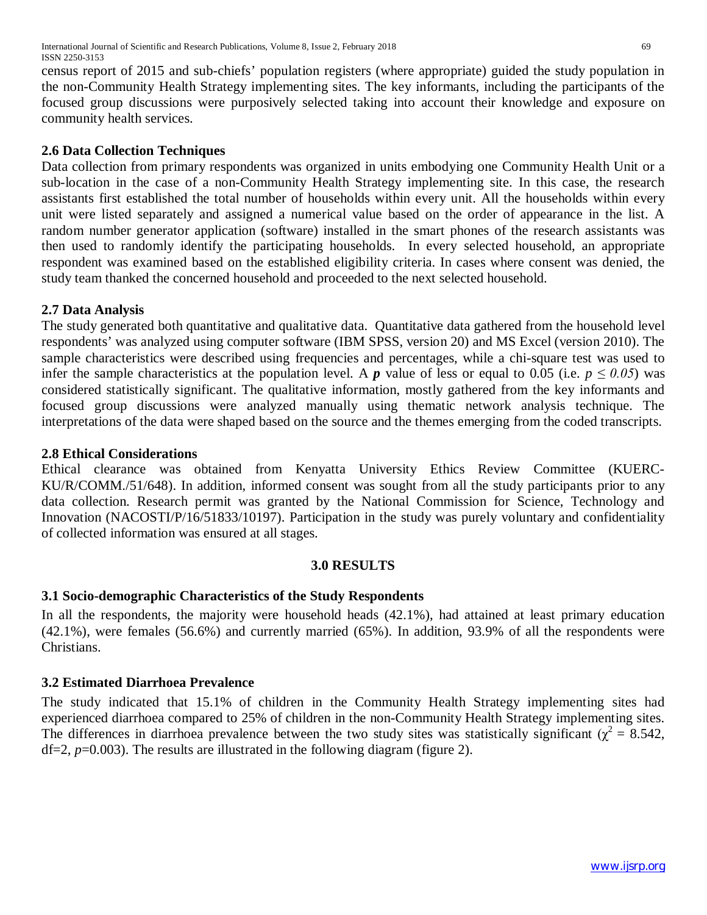census report of 2015 and sub-chiefs' population registers (where appropriate) guided the study population in the non-Community Health Strategy implementing sites. The key informants, including the participants of the focused group discussions were purposively selected taking into account their knowledge and exposure on community health services.

## 2.6 Data Collection Techniques

Data collection from primary respondents was organized in units embodying one Community Health Unit or a sub-location in the case of a non-Community Health Strategy implementing site. In this case, the research assistants first established the total number of households within every unit. All the households within every unit were listed separately and assigned a numerical value based on the order of appearance in the list. A random number generator application (software) installed in the smart phones of the research assistants was then used to randomly identify the participating households. In every selected household, an appropriate respondent was examined based on the established eligibility criteria. In cases where consent was denied, the study team thanked the concerned household and proceeded to the next selected household.

## 2.7 Data Analysis

The study generated both quantitative and qualitative data. Quantitative data gathered from the household level respondents' was analyzed using computer software (IBM SPSS, version 20) and MS Excel (version 2010). The sample characteristics were described using frequencies and percentages, while a chi-square test was used to infer the sample characteristics at the population level. A ***p*** value of less or equal to 0.05 (i.e. $p \leq 0.05$) was considered statistically significant. The qualitative information, mostly gathered from the key informants and focused group discussions were analyzed manually using thematic network analysis technique. The interpretations of the data were shaped based on the source and the themes emerging from the coded transcripts.

## 2.8 Ethical Considerations

Ethical clearance was obtained from Kenyatta University Ethics Review Committee (KUERC-KU/R/COMM./51/648). In addition, informed consent was sought from all the study participants prior to any data collection. Research permit was granted by the National Commission for Science, Technology and Innovation (NACOSTI/P/16/51833/10197). Participation in the study was purely voluntary and confidentiality of collected information was ensured at all stages.

# 3.0 RESULTS

## 3.1 Socio-demographic Characteristics of the Study Respondents

In all the respondents, the majority were household heads (42.1%), had attained at least primary education (42.1%), were females (56.6%) and currently married (65%). In addition, 93.9% of all the respondents were Christians.

## 3.2 Estimated Diarrhoea Prevalence

The study indicated that 15.1% of children in the Community Health Strategy implementing sites had experienced diarrhoea compared to 25% of children in the non-Community Health Strategy implementing sites. The differences in diarrhoea prevalence between the two study sites was statistically significant ($\chi^2 = 8.542$, df=2, $p$=0.003). The results are illustrated in the following diagram (figure 2).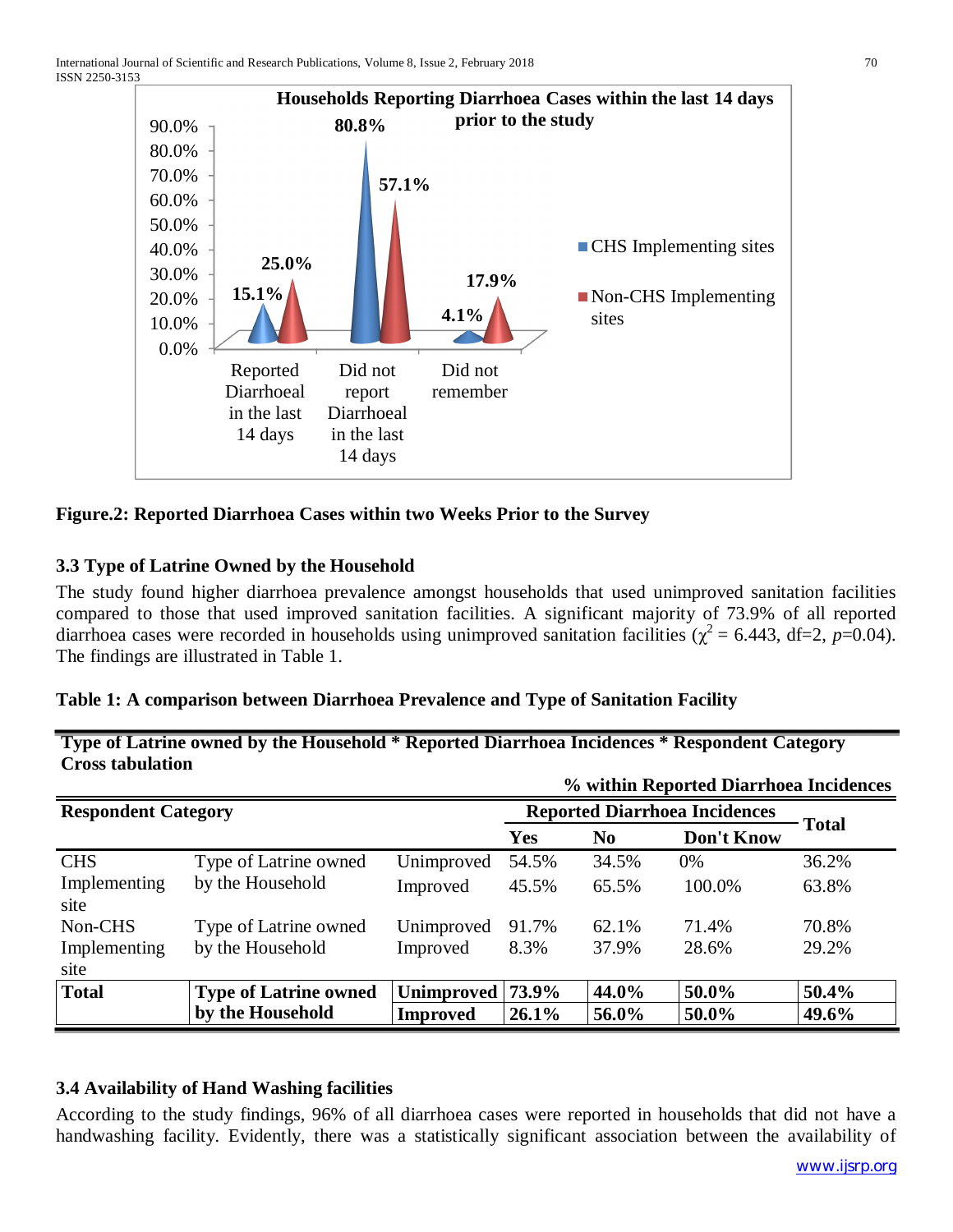**Figure.2: Reported Diarrhoea Cases within two Weeks Prior to the Survey**

### 3.3 Type of Latrine Owned by the Household

The study found higher diarrhoea prevalence amongst households that used unimproved sanitation facilities compared to those that used improved sanitation facilities. A significant majority of 73.9% of all reported diarrhoea cases were recorded in households using unimproved sanitation facilities ($\chi^2$ = 6.443, df=2, $p$=0.04). The findings are illustrated in Table 1.

**Table 1: A comparison between Diarrhoea Prevalence and Type of Sanitation Facility**

**Type of Latrine owned by the Household * Reported Diarrhoea Incidences * Respondent Category Cross tabulation**

**% within Reported Diarrhoea Incidences**

| Respondent Category | | | Reported Diarrhoea Incidences | | | Total |
|---|---|---|---|---|---|---|
| | | | Yes | No | Don't Know | |
| CHS Implementing site | Type of Latrine owned by the Household | Unimproved | 54.5% | 34.5% | 0% | 36.2% |
| | | Improved | 45.5% | 65.5% | 100.0% | 63.8% |
| Non-CHS Implementing site | Type of Latrine owned by the Household | Unimproved | 91.7% | 62.1% | 71.4% | 70.8% |
| | | Improved | 8.3% | 37.9% | 28.6% | 29.2% |
| **Total** | **Type of Latrine owned by the Household** | **Unimproved** | **73.9%** | **44.0%** | **50.0%** | **50.4%** |
| | | **Improved** | **26.1%** | **56.0%** | **50.0%** | **49.6%** |

### 3.4 Availability of Hand Washing facilities

According to the study findings, 96% of all diarrhoea cases were reported in households that did not have a handwashing facility. Evidently, there was a statistically significant association between the availability of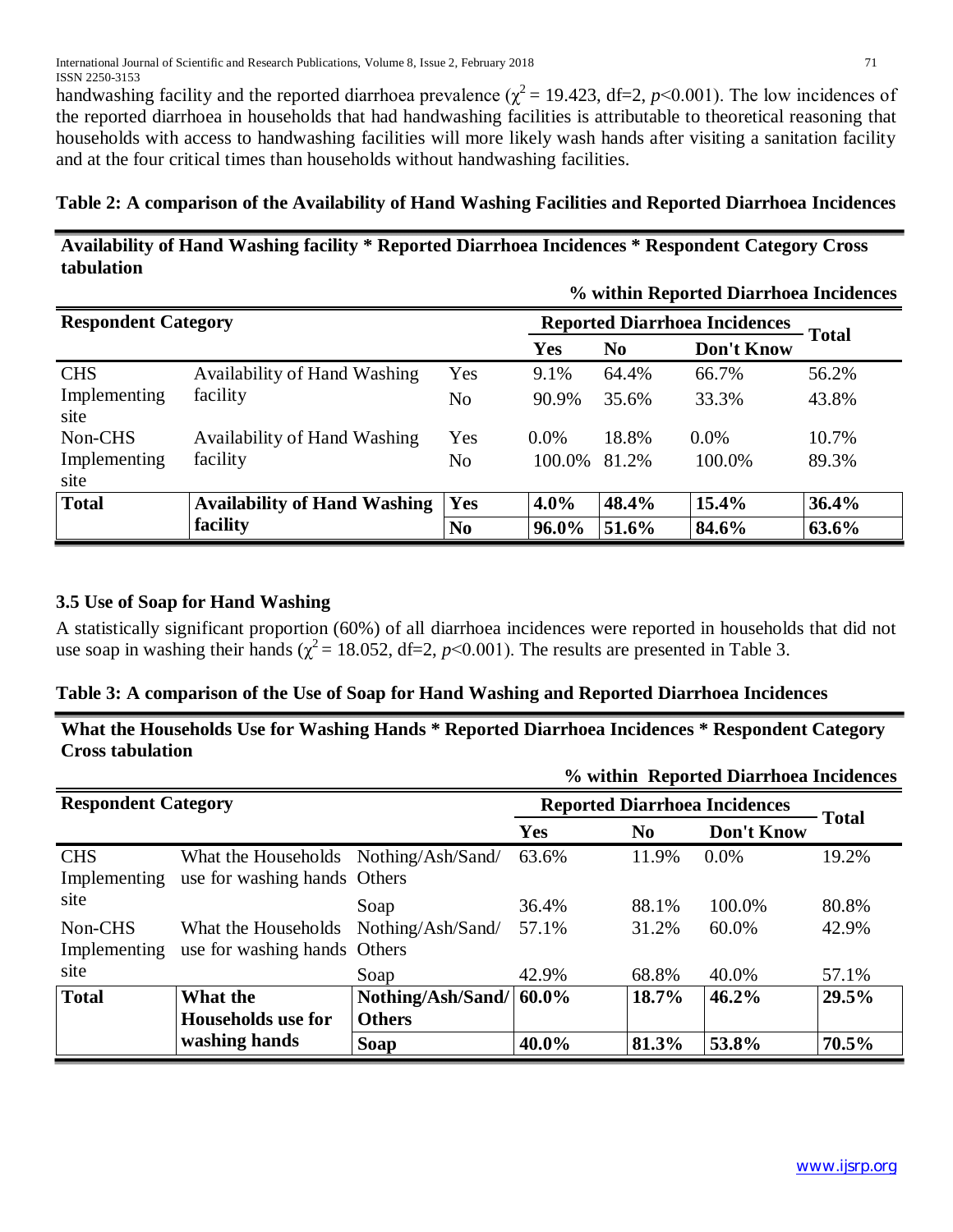handwashing facility and the reported diarrhoea prevalence ($\chi^2 = 19.423$, df=2, $p<0.001$). The low incidences of the reported diarrhoea in households that had handwashing facilities is attributable to theoretical reasoning that households with access to handwashing facilities will more likely wash hands after visiting a sanitation facility and at the four critical times than households without handwashing facilities.

**Table 2: A comparison of the Availability of Hand Washing Facilities and Reported Diarrhoea Incidences**

**Availability of Hand Washing facility * Reported Diarrhoea Incidences * Respondent Category Cross tabulation**

**% within Reported Diarrhoea Incidences**

| Respondent Category | | | Reported Diarrhoea Incidences | | | Total |
|---|---|---|---|---|---|---|
| | | | Yes | No | Don't Know | |
| CHS Implementing site | Availability of Hand Washing facility | Yes | 9.1% | 64.4% | 66.7% | 56.2% |
| | | No | 90.9% | 35.6% | 33.3% | 43.8% |
| Non-CHS Implementing site | Availability of Hand Washing facility | Yes | 0.0% | 18.8% | 0.0% | 10.7% |
| | | No | 100.0% | 81.2% | 100.0% | 89.3% |
| **Total** | **Availability of Hand Washing facility** | **Yes** | **4.0%** | **48.4%** | **15.4%** | **36.4%** |
| | | **No** | **96.0%** | **51.6%** | **84.6%** | **63.6%** |

### 3.5 Use of Soap for Hand Washing

A statistically significant proportion (60%) of all diarrhoea incidences were reported in households that did not use soap in washing their hands ($\chi^2 = 18.052$, df=2, $p<0.001$). The results are presented in Table 3.

**Table 3: A comparison of the Use of Soap for Hand Washing and Reported Diarrhoea Incidences**

**What the Households Use for Washing Hands * Reported Diarrhoea Incidences * Respondent Category Cross tabulation**

**% within Reported Diarrhoea Incidences**

| Respondent Category | | | Reported Diarrhoea Incidences | | | Total |
|---|---|---|---|---|---|---|
| | | | Yes | No | Don't Know | |
| CHS Implementing site | What the Households use for washing hands | Nothing/Ash/Sand/ Others | 63.6% | 11.9% | 0.0% | 19.2% |
| | | Soap | 36.4% | 88.1% | 100.0% | 80.8% |
| Non-CHS Implementing site | What the Households use for washing hands | Nothing/Ash/Sand/ Others | 57.1% | 31.2% | 60.0% | 42.9% |
| | | Soap | 42.9% | 68.8% | 40.0% | 57.1% |
| **Total** | **What the Households use for washing hands** | **Nothing/Ash/Sand/ Others** | **60.0%** | **18.7%** | **46.2%** | **29.5%** |
| | | **Soap** | **40.0%** | **81.3%** | **53.8%** | **70.5%** |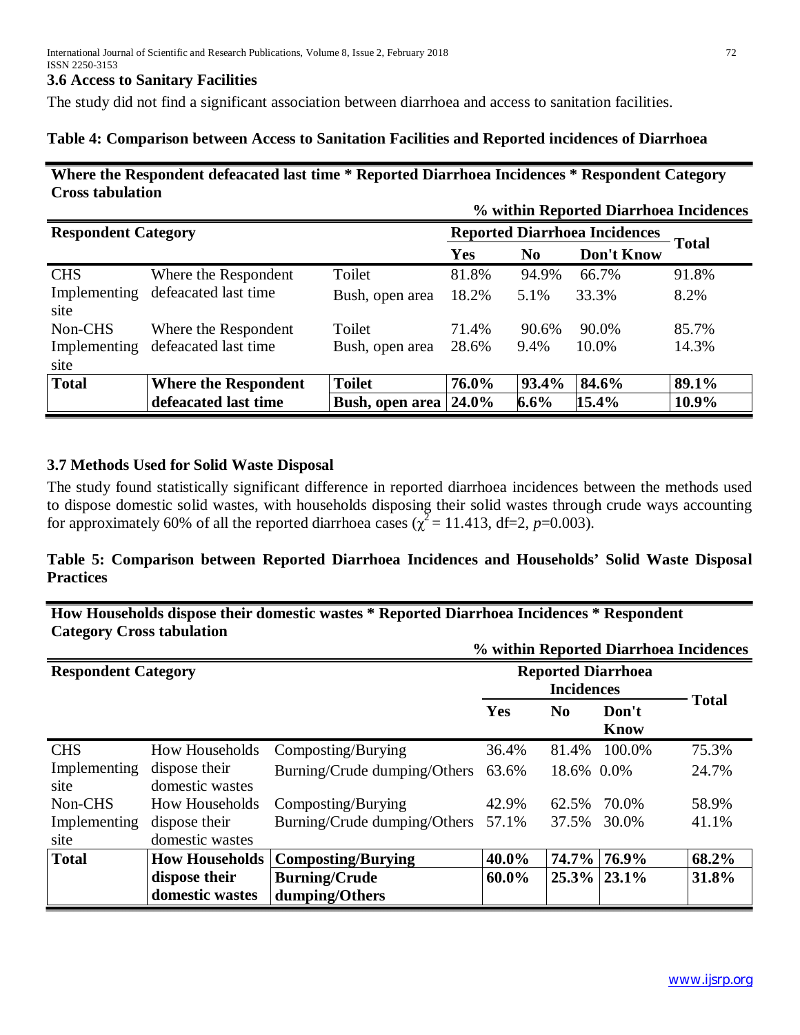### 3.6 Access to Sanitary Facilities

The study did not find a significant association between diarrhoea and access to sanitation facilities.

**Table 4: Comparison between Access to Sanitation Facilities and Reported incidences of Diarrhoea**

**Where the Respondent defeacated last time * Reported Diarrhoea Incidences * Respondent Category Cross tabulation**

**% within Reported Diarrhoea Incidences**

| Respondent Category | | | Reported Diarrhoea Incidences | | | Total |
|---|---|---|---|---|---|---|
| | | | Yes | No | Don't Know | |
| CHS Implementing site | Where the Respondent defeacated last time | Toilet | 81.8% | 94.9% | 66.7% | 91.8% |
| | | Bush, open area | 18.2% | 5.1% | 33.3% | 8.2% |
| Non-CHS Implementing site | Where the Respondent defeacated last time | Toilet | 71.4% | 90.6% | 90.0% | 85.7% |
| | | Bush, open area | 28.6% | 9.4% | 10.0% | 14.3% |
| **Total** | **Where the Respondent defeacated last time** | **Toilet** | **76.0%** | **93.4%** | **84.6%** | **89.1%** |
| | | **Bush, open area** | **24.0%** | **6.6%** | **15.4%** | **10.9%** |

### 3.7 Methods Used for Solid Waste Disposal

The study found statistically significant difference in reported diarrhoea incidences between the methods used to dispose domestic solid wastes, with households disposing their solid wastes through crude ways accounting for approximately 60% of all the reported diarrhoea cases ($\chi^2 = 11.413$, df=2, $p$=0.003).

**Table 5: Comparison between Reported Diarrhoea Incidences and Households' Solid Waste Disposal Practices**

**How Households dispose their domestic wastes * Reported Diarrhoea Incidences * Respondent Category Cross tabulation**

**% within Reported Diarrhoea Incidences**

| Respondent Category | | | Reported Diarrhoea Incidences | | | Total |
|---|---|---|---|---|---|---|
| | | | Yes | No | Don't Know | |
| CHS Implementing site | How Households dispose their domestic wastes | Composting/Burying | 36.4% | 81.4% | 100.0% | 75.3% |
| | | Burning/Crude dumping/Others | 63.6% | 18.6% | 0.0% | 24.7% |
| Non-CHS Implementing site | How Households dispose their domestic wastes | Composting/Burying | 42.9% | 62.5% | 70.0% | 58.9% |
| | | Burning/Crude dumping/Others | 57.1% | 37.5% | 30.0% | 41.1% |
| **Total** | **How Households dispose their domestic wastes** | **Composting/Burying** | **40.0%** | **74.7%** | **76.9%** | **68.2%** |
| | | **Burning/Crude dumping/Others** | **60.0%** | **25.3%** | **23.1%** | **31.8%** |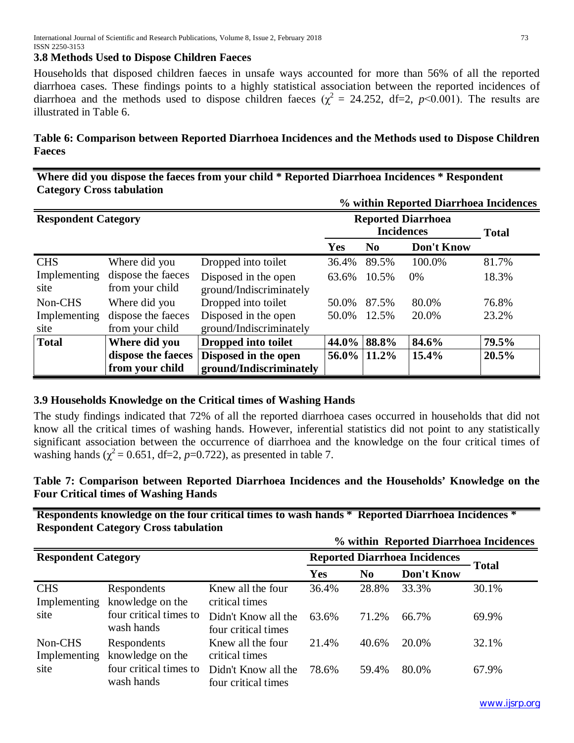### 3.8 Methods Used to Dispose Children Faeces

Households that disposed children faeces in unsafe ways accounted for more than 56% of all the reported diarrhoea cases. These findings points to a highly statistical association between the reported incidences of diarrhoea and the methods used to dispose children faeces ($\chi^2$ = 24.252, df=2, $p$<0.001). The results are illustrated in Table 6.

**Table 6: Comparison between Reported Diarrhoea Incidences and the Methods used to Dispose Children Faeces**

**Where did you dispose the faeces from your child * Reported Diarrhoea Incidences * Respondent Category Cross tabulation**

**% within Reported Diarrhoea Incidences**

| Respondent Category | | | Reported Diarrhoea Incidences | | | Total |
|---|---|---|---|---|---|---|
| | | | Yes | No | Don't Know | |
| CHS Implementing site | Where did you dispose the faeces from your child | Dropped into toilet | 36.4% | 89.5% | 100.0% | 81.7% |
| | | Disposed in the open ground/Indiscriminately | 63.6% | 10.5% | 0% | 18.3% |
| Non-CHS Implementing site | Where did you dispose the faeces from your child | Dropped into toilet | 50.0% | 87.5% | 80.0% | 76.8% |
| | | Disposed in the open ground/Indiscriminately | 50.0% | 12.5% | 20.0% | 23.2% |
| **Total** | **Where did you dispose the faeces from your child** | **Dropped into toilet** | **44.0%** | **88.8%** | **84.6%** | **79.5%** |
| | | **Disposed in the open ground/Indiscriminately** | **56.0%** | **11.2%** | **15.4%** | **20.5%** |

### 3.9 Households Knowledge on the Critical times of Washing Hands

The study findings indicated that 72% of all the reported diarrhoea cases occurred in households that did not know all the critical times of washing hands. However, inferential statistics did not point to any statistically significant association between the occurrence of diarrhoea and the knowledge on the four critical times of washing hands ($\chi^2$ = 0.651, df=2, $p$=0.722), as presented in table 7.

**Table 7: Comparison between Reported Diarrhoea Incidences and the Households' Knowledge on the Four Critical times of Washing Hands**

**Respondents knowledge on the four critical times to wash hands * Reported Diarrhoea Incidences * Respondent Category Cross tabulation**

**% within Reported Diarrhoea Incidences**

| Respondent Category | | | Reported Diarrhoea Incidences | | | Total |
|---|---|---|---|---|---|---|
| | | | Yes | No | Don't Know | |
| CHS Implementing site | Respondents knowledge on the four critical times to wash hands | Knew all the four critical times | 36.4% | 28.8% | 33.3% | 30.1% |
| | | Didn't Know all the four critical times | 63.6% | 71.2% | 66.7% | 69.9% |
| Non-CHS Implementing site | Respondents knowledge on the four critical times to wash hands | Knew all the four critical times | 21.4% | 40.6% | 20.0% | 32.1% |
| | | Didn't Know all the four critical times | 78.6% | 59.4% | 80.0% | 67.9% |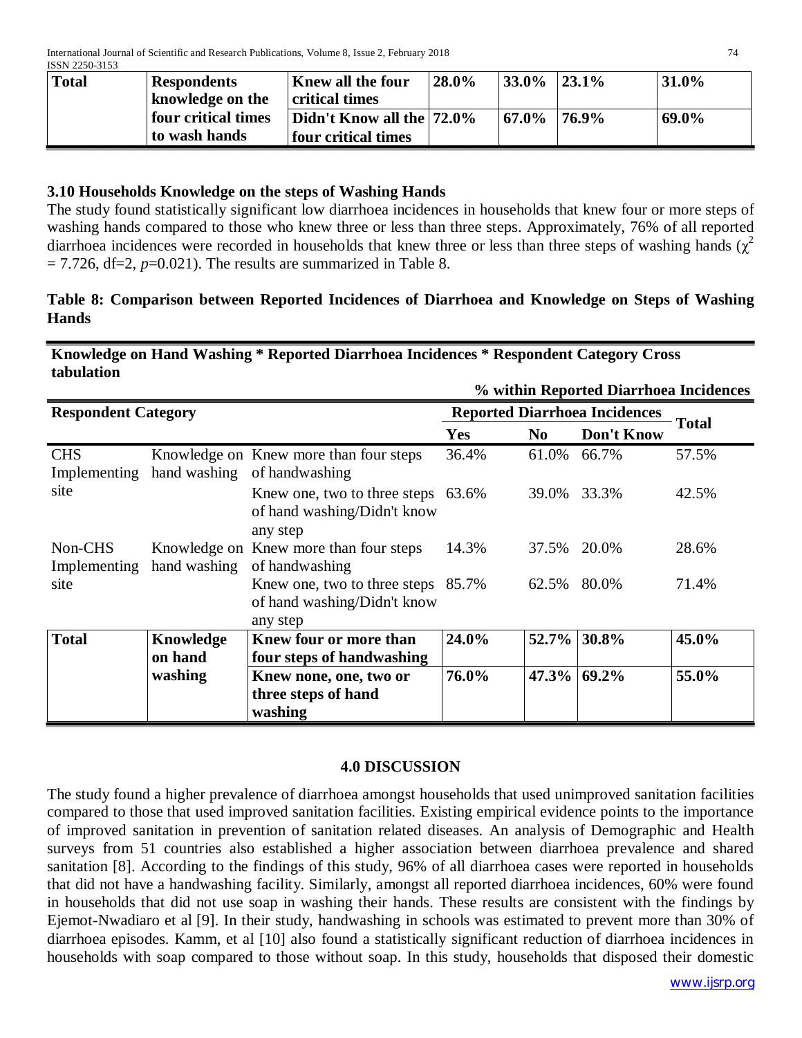| Total | Respondents knowledge on the four critical times to wash hands | Knew all the four critical times | 28.0% | 33.0% | 23.1% | 31.0% |
|---|---|---|---|---|---|---|
| | | Didn't Know all the four critical times | 72.0% | 67.0% | 76.9% | 69.0% |

### 3.10 Households Knowledge on the steps of Washing Hands

The study found statistically significant low diarrhoea incidences in households that knew four or more steps of washing hands compared to those who knew three or less than three steps. Approximately, 76% of all reported diarrhoea incidences were recorded in households that knew three or less than three steps of washing hands ($\chi^2 = 7.726$, df=2, *p*=0.021). The results are summarized in Table 8.

**Table 8: Comparison between Reported Incidences of Diarrhoea and Knowledge on Steps of Washing Hands**

**Knowledge on Hand Washing * Reported Diarrhoea Incidences * Respondent Category Cross tabulation**

**% within Reported Diarrhoea Incidences**

| Respondent Category | | | Reported Diarrhoea Incidences | | | Total |
|---|---|---|---|---|---|---|
| | | | Yes | No | Don't Know | |
| CHS Implementing site | Knowledge on hand washing | Knew more than four steps of handwashing | 36.4% | 61.0% | 66.7% | 57.5% |
| | | Knew one, two to three steps of hand washing/Didn't know any step | 63.6% | 39.0% | 33.3% | 42.5% |
| Non-CHS Implementing site | Knowledge on hand washing | Knew more than four steps of handwashing | 14.3% | 37.5% | 20.0% | 28.6% |
| | | Knew one, two to three steps of hand washing/Didn't know any step | 85.7% | 62.5% | 80.0% | 71.4% |
| **Total** | **Knowledge on hand washing** | **Knew four or more than four steps of handwashing** | **24.0%** | **52.7%** | **30.8%** | **45.0%** |
| | | **Knew none, one, two or three steps of hand washing** | **76.0%** | **47.3%** | **69.2%** | **55.0%** |

## 4.0 DISCUSSION

The study found a higher prevalence of diarrhoea amongst households that used unimproved sanitation facilities compared to those that used improved sanitation facilities. Existing empirical evidence points to the importance of improved sanitation in prevention of sanitation related diseases. An analysis of Demographic and Health surveys from 51 countries also established a higher association between diarrhoea prevalence and shared sanitation [8]. According to the findings of this study, 96% of all diarrhoea cases were reported in households that did not have a handwashing facility. Similarly, amongst all reported diarrhoea incidences, 60% were found in households that did not use soap in washing their hands. These results are consistent with the findings by Ejemot-Nwadiaro et al [9]. In their study, handwashing in schools was estimated to prevent more than 30% of diarrhoea episodes. Kamm, et al [10] also found a statistically significant reduction of diarrhoea incidences in households with soap compared to those without soap. In this study, households that disposed their domestic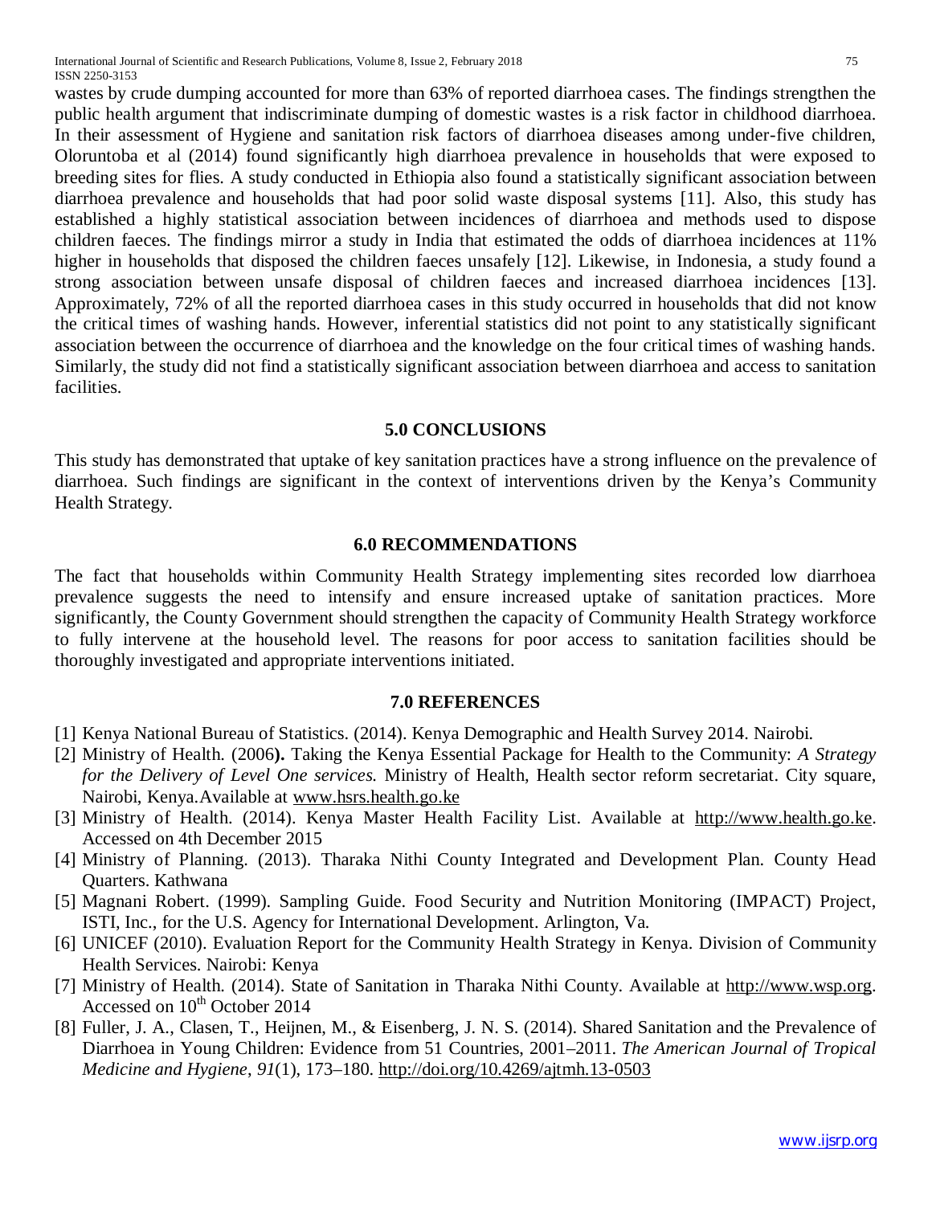wastes by crude dumping accounted for more than 63% of reported diarrhoea cases. The findings strengthen the public health argument that indiscriminate dumping of domestic wastes is a risk factor in childhood diarrhoea. In their assessment of Hygiene and sanitation risk factors of diarrhoea diseases among under-five children, Oloruntoba et al (2014) found significantly high diarrhoea prevalence in households that were exposed to breeding sites for flies. A study conducted in Ethiopia also found a statistically significant association between diarrhoea prevalence and households that had poor solid waste disposal systems [11]. Also, this study has established a highly statistical association between incidences of diarrhoea and methods used to dispose children faeces. The findings mirror a study in India that estimated the odds of diarrhoea incidences at 11% higher in households that disposed the children faeces unsafely [12]. Likewise, in Indonesia, a study found a strong association between unsafe disposal of children faeces and increased diarrhoea incidences [13]. Approximately, 72% of all the reported diarrhoea cases in this study occurred in households that did not know the critical times of washing hands. However, inferential statistics did not point to any statistically significant association between the occurrence of diarrhoea and the knowledge on the four critical times of washing hands. Similarly, the study did not find a statistically significant association between diarrhoea and access to sanitation facilities.

## 5.0 CONCLUSIONS

This study has demonstrated that uptake of key sanitation practices have a strong influence on the prevalence of diarrhoea. Such findings are significant in the context of interventions driven by the Kenya's Community Health Strategy.

## 6.0 RECOMMENDATIONS

The fact that households within Community Health Strategy implementing sites recorded low diarrhoea prevalence suggests the need to intensify and ensure increased uptake of sanitation practices. More significantly, the County Government should strengthen the capacity of Community Health Strategy workforce to fully intervene at the household level. The reasons for poor access to sanitation facilities should be thoroughly investigated and appropriate interventions initiated.

## 7.0 REFERENCES

[1] Kenya National Bureau of Statistics. (2014). Kenya Demographic and Health Survey 2014. Nairobi.

[2] Ministry of Health. (2006**).** Taking the Kenya Essential Package for Health to the Community: *A Strategy for the Delivery of Level One services.* Ministry of Health, Health sector reform secretariat. City square, Nairobi, Kenya.Available at www.hsrs.health.go.ke

[3] Ministry of Health. (2014). Kenya Master Health Facility List. Available at http://www.health.go.ke. Accessed on 4th December 2015

[4] Ministry of Planning. (2013). Tharaka Nithi County Integrated and Development Plan. County Head Quarters. Kathwana

[5] Magnani Robert. (1999). Sampling Guide. Food Security and Nutrition Monitoring (IMPACT) Project, ISTI, Inc., for the U.S. Agency for International Development. Arlington, Va.

[6] UNICEF (2010). Evaluation Report for the Community Health Strategy in Kenya. Division of Community Health Services. Nairobi: Kenya

[7] Ministry of Health. (2014). State of Sanitation in Tharaka Nithi County. Available at http://www.wsp.org. Accessed on 10th October 2014

[8] Fuller, J. A., Clasen, T., Heijnen, M., & Eisenberg, J. N. S. (2014). Shared Sanitation and the Prevalence of Diarrhoea in Young Children: Evidence from 51 Countries, 2001–2011. *The American Journal of Tropical Medicine and Hygiene*, *91*(1), 173–180. http://doi.org/10.4269/ajtmh.13-0503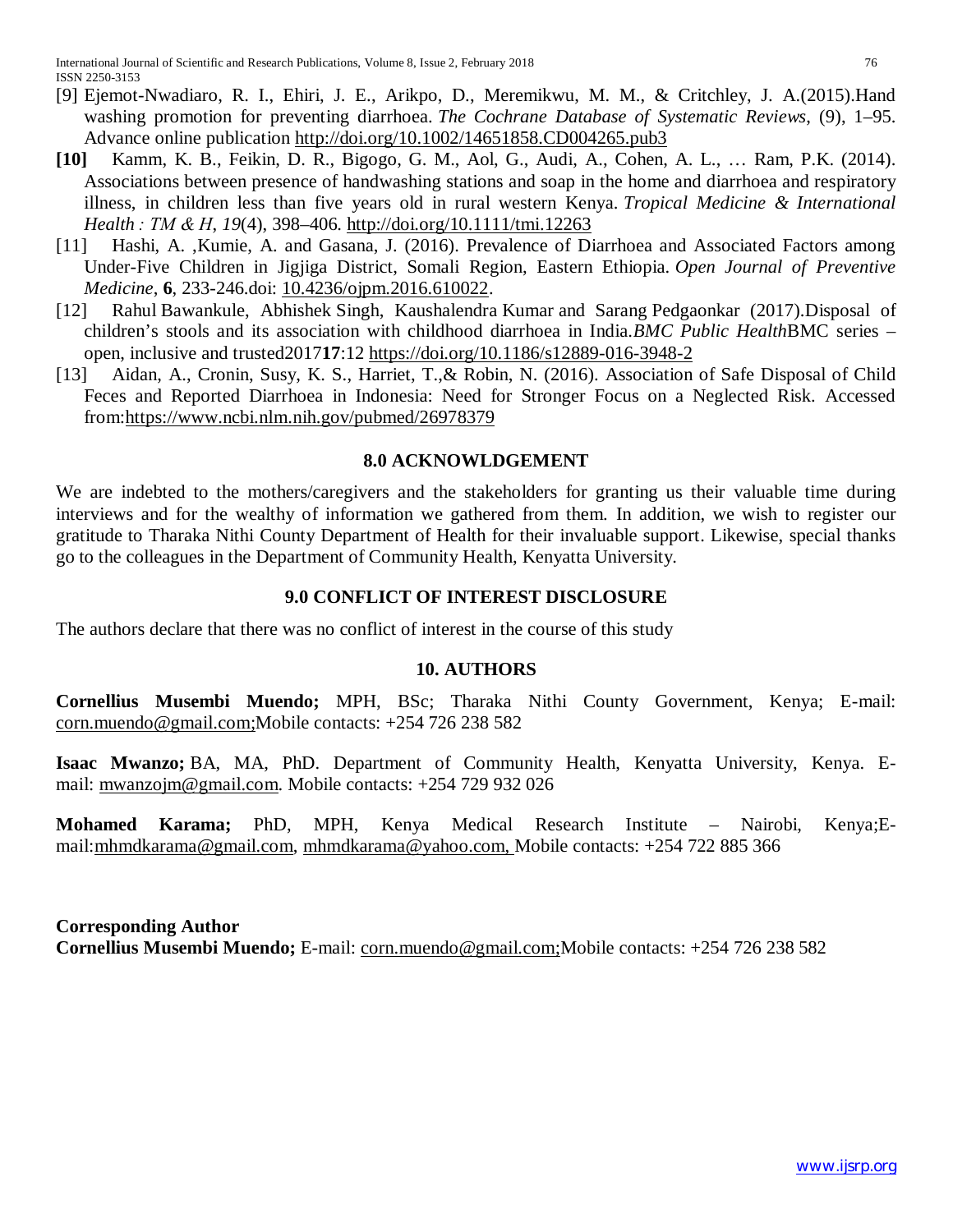[9] Ejemot-Nwadiaro, R. I., Ehiri, J. E., Arikpo, D., Meremikwu, M. M., & Critchley, J. A.(2015).Hand washing promotion for preventing diarrhoea. *The Cochrane Database of Systematic Reviews*, (9), 1–95. Advance online publication http://doi.org/10.1002/14651858.CD004265.pub3

**[10]** Kamm, K. B., Feikin, D. R., Bigogo, G. M., Aol, G., Audi, A., Cohen, A. L., … Ram, P.K. (2014). Associations between presence of handwashing stations and soap in the home and diarrhoea and respiratory illness, in children less than five years old in rural western Kenya. *Tropical Medicine & International Health : TM & H*, *19*(4), 398–406. http://doi.org/10.1111/tmi.12263

[11] Hashi, A. ,Kumie, A. and Gasana, J. (2016). Prevalence of Diarrhoea and Associated Factors among Under-Five Children in Jigjiga District, Somali Region, Eastern Ethiopia. *Open Journal of Preventive Medicine*, **6**, 233-246.doi: 10.4236/ojpm.2016.610022.

[12] Rahul Bawankule, Abhishek Singh, Kaushalendra Kumar and Sarang Pedgaonkar (2017).Disposal of children's stools and its association with childhood diarrhoea in India.*BMC Public Health*BMC series – open, inclusive and trusted2017**17**:12 https://doi.org/10.1186/s12889-016-3948-2

[13] Aidan, A., Cronin, Susy, K. S., Harriet, T.,& Robin, N. (2016). Association of Safe Disposal of Child Feces and Reported Diarrhoea in Indonesia: Need for Stronger Focus on a Neglected Risk. Accessed from:https://www.ncbi.nlm.nih.gov/pubmed/26978379

## 8.0 ACKNOWLDGEMENT

We are indebted to the mothers/caregivers and the stakeholders for granting us their valuable time during interviews and for the wealthy of information we gathered from them. In addition, we wish to register our gratitude to Tharaka Nithi County Department of Health for their invaluable support. Likewise, special thanks go to the colleagues in the Department of Community Health, Kenyatta University.

## 9.0 CONFLICT OF INTEREST DISCLOSURE

The authors declare that there was no conflict of interest in the course of this study

## 10. AUTHORS

**Cornellius Musembi Muendo;** MPH, BSc; Tharaka Nithi County Government, Kenya; E-mail: corn.muendo@gmail.com;Mobile contacts: +254 726 238 582

**Isaac Mwanzo;** BA, MA, PhD. Department of Community Health, Kenyatta University, Kenya. E-mail: mwanzojm@gmail.com. Mobile contacts: +254 729 932 026

**Mohamed Karama;** PhD, MPH, Kenya Medical Research Institute – Nairobi, Kenya;E-mail:mhmdkarama@gmail.com, mhmdkarama@yahoo.com, Mobile contacts: +254 722 885 366

**Corresponding Author**

**Cornellius Musembi Muendo;** E-mail: corn.muendo@gmail.com;Mobile contacts: +254 726 238 582